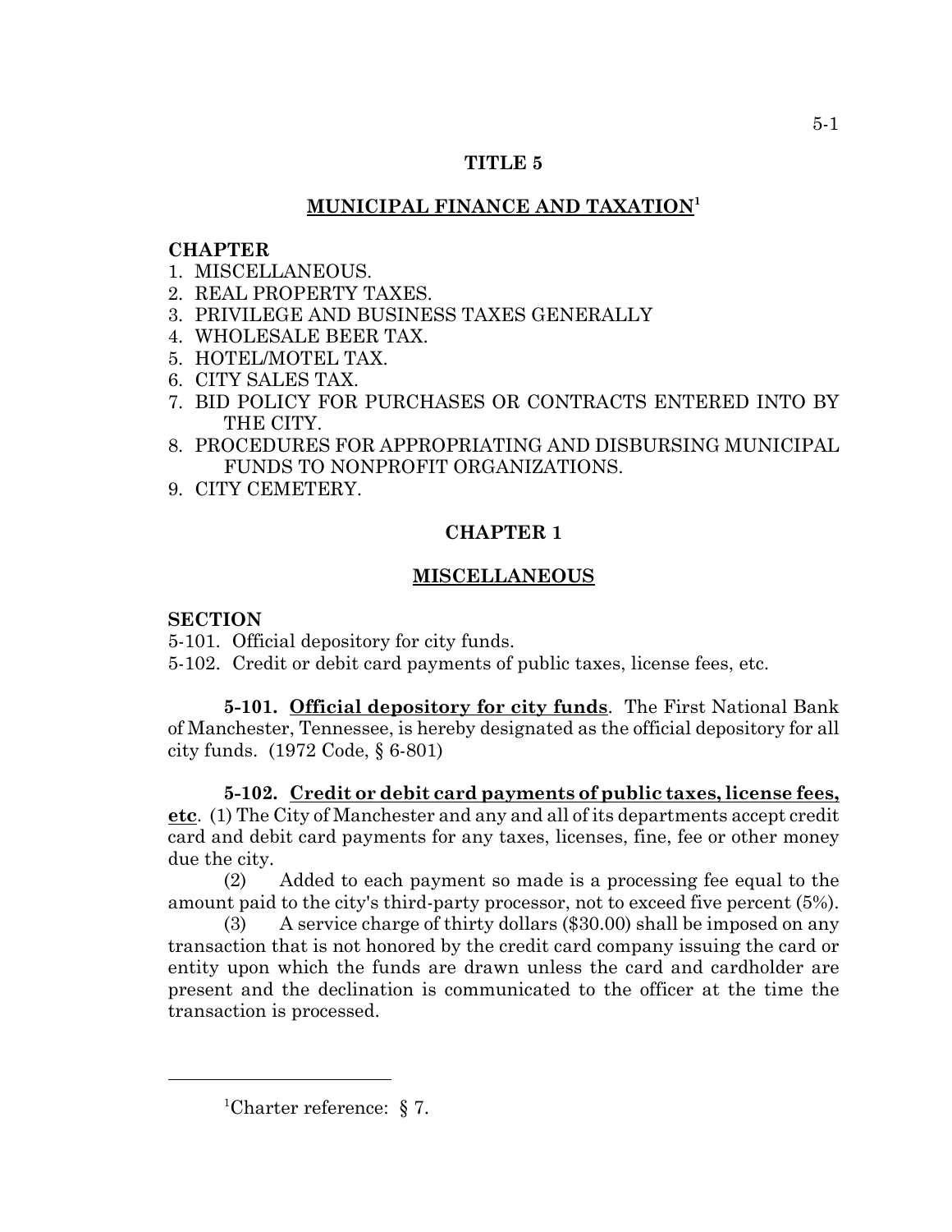# TITLE 5

## MUNICIPAL FINANCE AND TAXATION[1]

**CHAPTER**

1. MISCELLANEOUS.
2. REAL PROPERTY TAXES.
3. PRIVILEGE AND BUSINESS TAXES GENERALLY
4. WHOLESALE BEER TAX.
5. HOTEL/MOTEL TAX.
6. CITY SALES TAX.
7. BID POLICY FOR PURCHASES OR CONTRACTS ENTERED INTO BY THE CITY.
8. PROCEDURES FOR APPROPRIATING AND DISBURSING MUNICIPAL FUNDS TO NONPROFIT ORGANIZATIONS.
9. CITY CEMETERY.

## CHAPTER 1

## MISCELLANEOUS

**SECTION**

5-101. Official depository for city funds.
5-102. Credit or debit card payments of public taxes, license fees, etc.

**5-101. Official depository for city funds**. The First National Bank of Manchester, Tennessee, is hereby designated as the official depository for all city funds. (1972 Code, § 6-801)

**5-102. Credit or debit card payments of public taxes, license fees, etc**. (1) The City of Manchester and any and all of its departments accept credit card and debit card payments for any taxes, licenses, fine, fee or other money due the city.

(2) Added to each payment so made is a processing fee equal to the amount paid to the city's third-party processor, not to exceed five percent (5%).

(3) A service charge of thirty dollars ($30.00) shall be imposed on any transaction that is not honored by the credit card company issuing the card or entity upon which the funds are drawn unless the card and cardholder are present and the declination is communicated to the officer at the time the transaction is processed.

---

[1]Charter reference: § 7.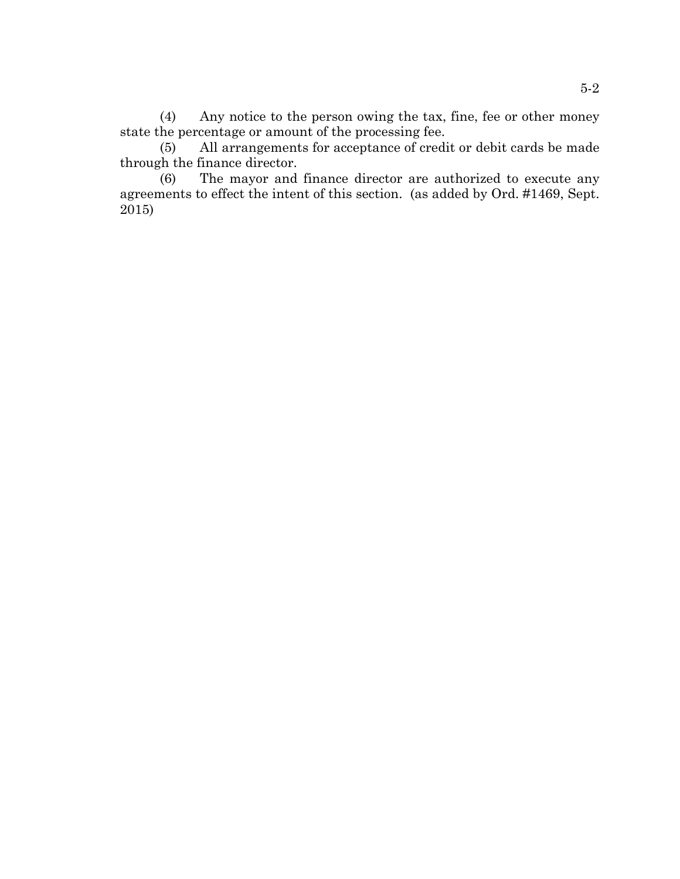(4) Any notice to the person owing the tax, fine, fee or other money state the percentage or amount of the processing fee.

(5) All arrangements for acceptance of credit or debit cards be made through the finance director.

(6) The mayor and finance director are authorized to execute any agreements to effect the intent of this section. (as added by Ord. #1469, Sept. 2015)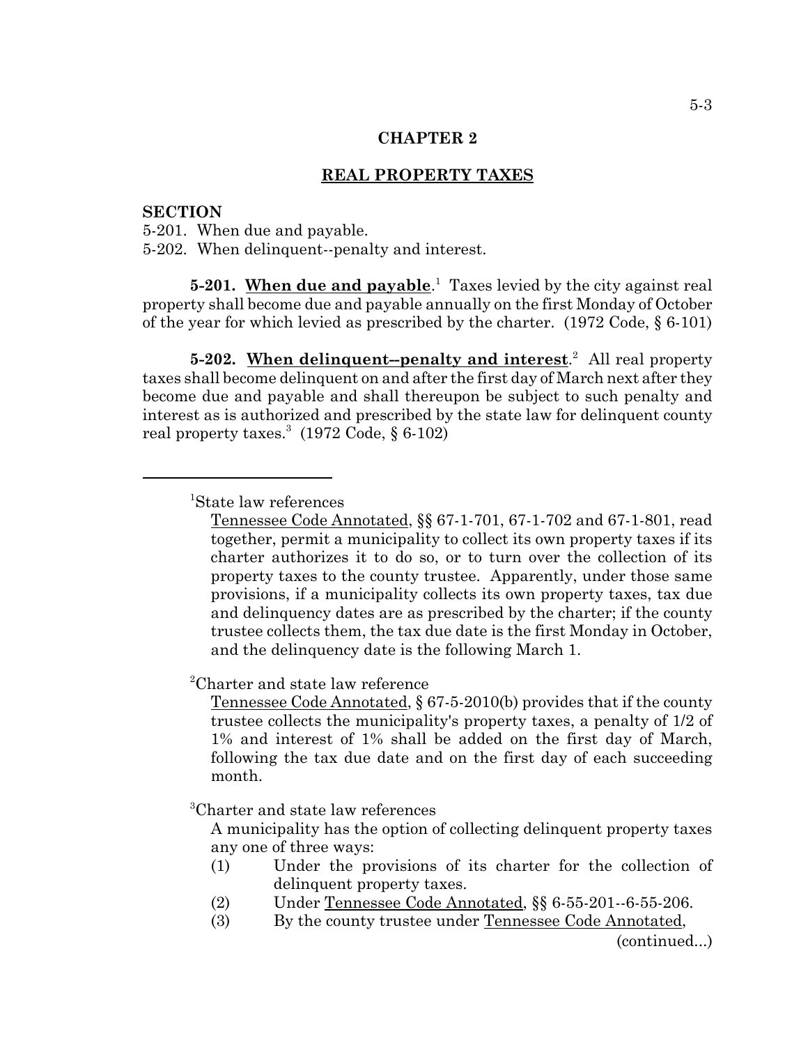# CHAPTER 2

## REAL PROPERTY TAXES

**SECTION**

5-201. When due and payable.
5-202. When delinquent--penalty and interest.

**5-201. When due and payable**.[1] Taxes levied by the city against real property shall become due and payable annually on the first Monday of October of the year for which levied as prescribed by the charter. (1972 Code, § 6-101)

**5-202. When delinquent--penalty and interest**.[2] All real property taxes shall become delinquent on and after the first day of March next after they become due and payable and shall thereupon be subject to such penalty and interest as is authorized and prescribed by the state law for delinquent county real property taxes.[3] (1972 Code, § 6-102)

---

[1]State law references

Tennessee Code Annotated, §§ 67-1-701, 67-1-702 and 67-1-801, read together, permit a municipality to collect its own property taxes if its charter authorizes it to do so, or to turn over the collection of its property taxes to the county trustee. Apparently, under those same provisions, if a municipality collects its own property taxes, tax due and delinquency dates are as prescribed by the charter; if the county trustee collects them, the tax due date is the first Monday in October, and the delinquency date is the following March 1.

[2]Charter and state law reference

Tennessee Code Annotated, § 67-5-2010(b) provides that if the county trustee collects the municipality's property taxes, a penalty of 1/2 of 1% and interest of 1% shall be added on the first day of March, following the tax due date and on the first day of each succeeding month.

[3]Charter and state law references

A municipality has the option of collecting delinquent property taxes any one of three ways:

(1) Under the provisions of its charter for the collection of delinquent property taxes.
(2) Under Tennessee Code Annotated, §§ 6-55-201--6-55-206.
(3) By the county trustee under Tennessee Code Annotated,

(continued...)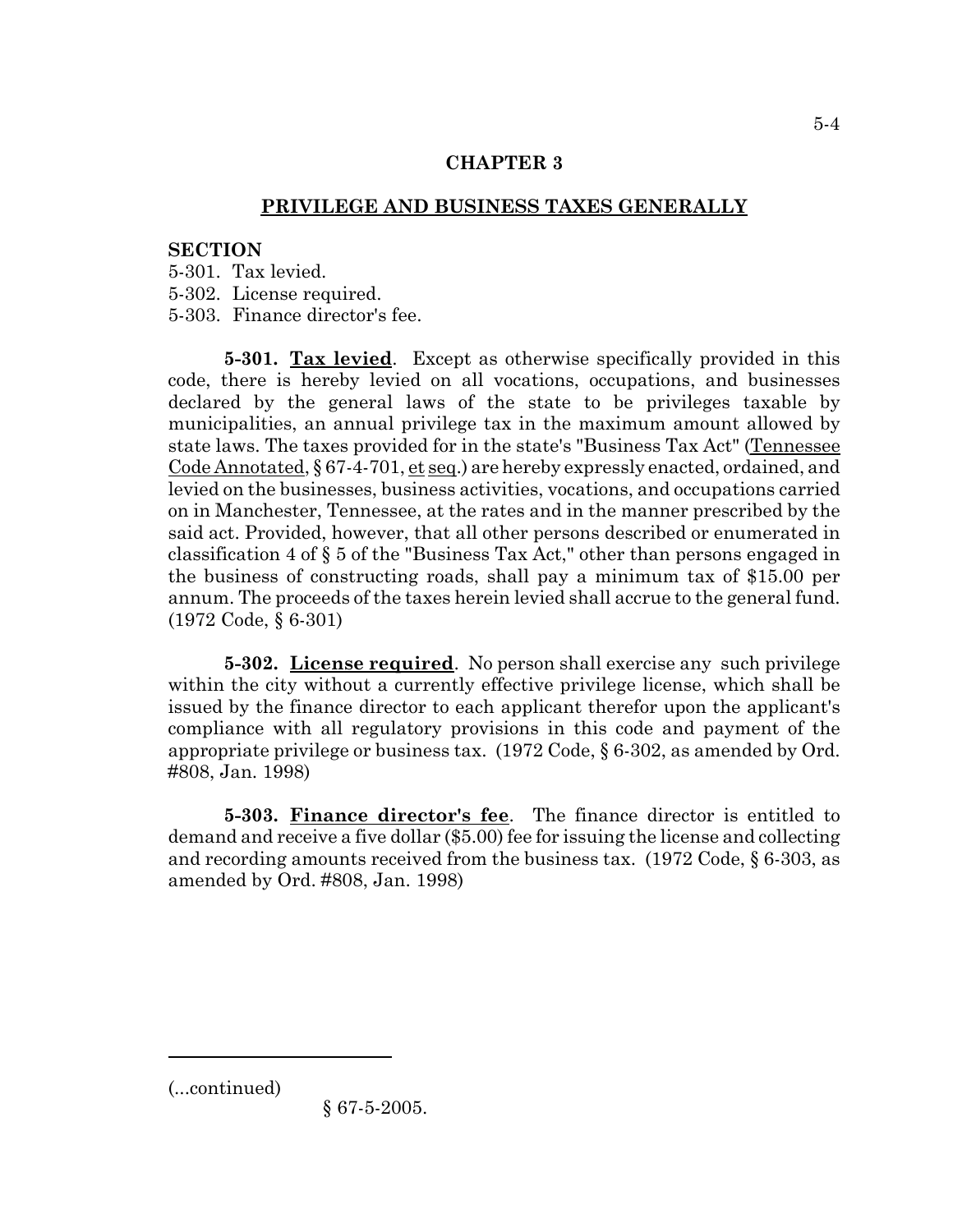## CHAPTER 3

## PRIVILEGE AND BUSINESS TAXES GENERALLY

**SECTION**

5-301. Tax levied.
5-302. License required.
5-303. Finance director's fee.

**5-301. Tax levied**. Except as otherwise specifically provided in this code, there is hereby levied on all vocations, occupations, and businesses declared by the general laws of the state to be privileges taxable by municipalities, an annual privilege tax in the maximum amount allowed by state laws. The taxes provided for in the state's "Business Tax Act" (Tennessee Code Annotated, § 67-4-701, et seq.) are hereby expressly enacted, ordained, and levied on the businesses, business activities, vocations, and occupations carried on in Manchester, Tennessee, at the rates and in the manner prescribed by the said act. Provided, however, that all other persons described or enumerated in classification 4 of § 5 of the "Business Tax Act," other than persons engaged in the business of constructing roads, shall pay a minimum tax of $15.00 per annum. The proceeds of the taxes herein levied shall accrue to the general fund. (1972 Code, § 6-301)

**5-302. License required**. No person shall exercise any such privilege within the city without a currently effective privilege license, which shall be issued by the finance director to each applicant therefor upon the applicant's compliance with all regulatory provisions in this code and payment of the appropriate privilege or business tax. (1972 Code, § 6-302, as amended by Ord. #808, Jan. 1998)

**5-303. Finance director's fee**. The finance director is entitled to demand and receive a five dollar ($5.00) fee for issuing the license and collecting and recording amounts received from the business tax. (1972 Code, § 6-303, as amended by Ord. #808, Jan. 1998)

---

(...continued)

§ 67-5-2005.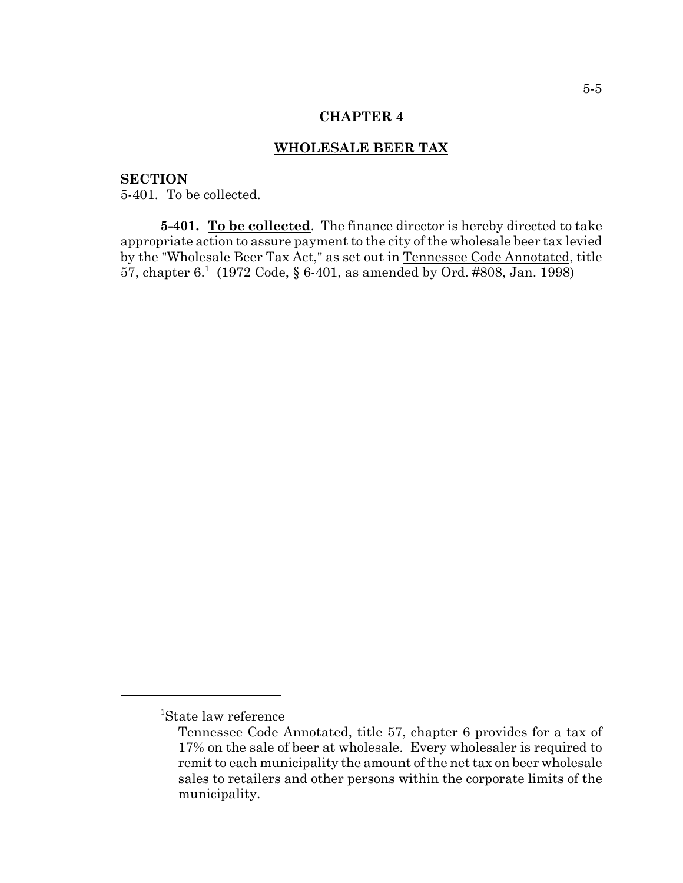## CHAPTER 4

## WHOLESALE BEER TAX

**SECTION**
5-401. To be collected.

**5-401. To be collected**. The finance director is hereby directed to take appropriate action to assure payment to the city of the wholesale beer tax levied by the "Wholesale Beer Tax Act," as set out in Tennessee Code Annotated, title 57, chapter 6.[1] (1972 Code, § 6-401, as amended by Ord. #808, Jan. 1998)

---

[1]State law reference

Tennessee Code Annotated, title 57, chapter 6 provides for a tax of 17% on the sale of beer at wholesale. Every wholesaler is required to remit to each municipality the amount of the net tax on beer wholesale sales to retailers and other persons within the corporate limits of the municipality.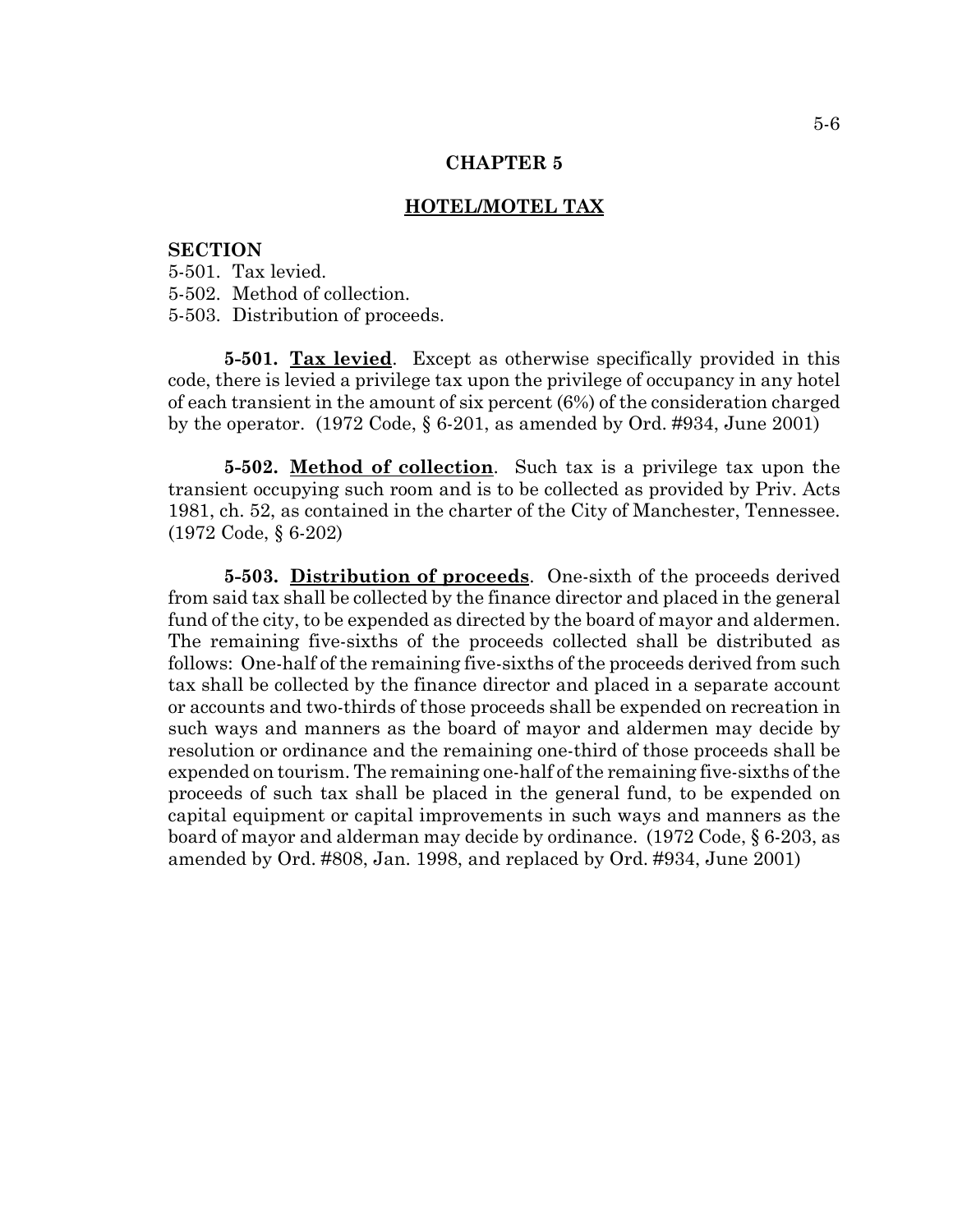# CHAPTER 5

## HOTEL/MOTEL TAX

**SECTION**

5-501. Tax levied.
5-502. Method of collection.
5-503. Distribution of proceeds.

**5-501. Tax levied**. Except as otherwise specifically provided in this code, there is levied a privilege tax upon the privilege of occupancy in any hotel of each transient in the amount of six percent (6%) of the consideration charged by the operator. (1972 Code, § 6-201, as amended by Ord. #934, June 2001)

**5-502. Method of collection**. Such tax is a privilege tax upon the transient occupying such room and is to be collected as provided by Priv. Acts 1981, ch. 52, as contained in the charter of the City of Manchester, Tennessee. (1972 Code, § 6-202)

**5-503. Distribution of proceeds**. One-sixth of the proceeds derived from said tax shall be collected by the finance director and placed in the general fund of the city, to be expended as directed by the board of mayor and aldermen. The remaining five-sixths of the proceeds collected shall be distributed as follows: One-half of the remaining five-sixths of the proceeds derived from such tax shall be collected by the finance director and placed in a separate account or accounts and two-thirds of those proceeds shall be expended on recreation in such ways and manners as the board of mayor and aldermen may decide by resolution or ordinance and the remaining one-third of those proceeds shall be expended on tourism. The remaining one-half of the remaining five-sixths of the proceeds of such tax shall be placed in the general fund, to be expended on capital equipment or capital improvements in such ways and manners as the board of mayor and alderman may decide by ordinance. (1972 Code, § 6-203, as amended by Ord. #808, Jan. 1998, and replaced by Ord. #934, June 2001)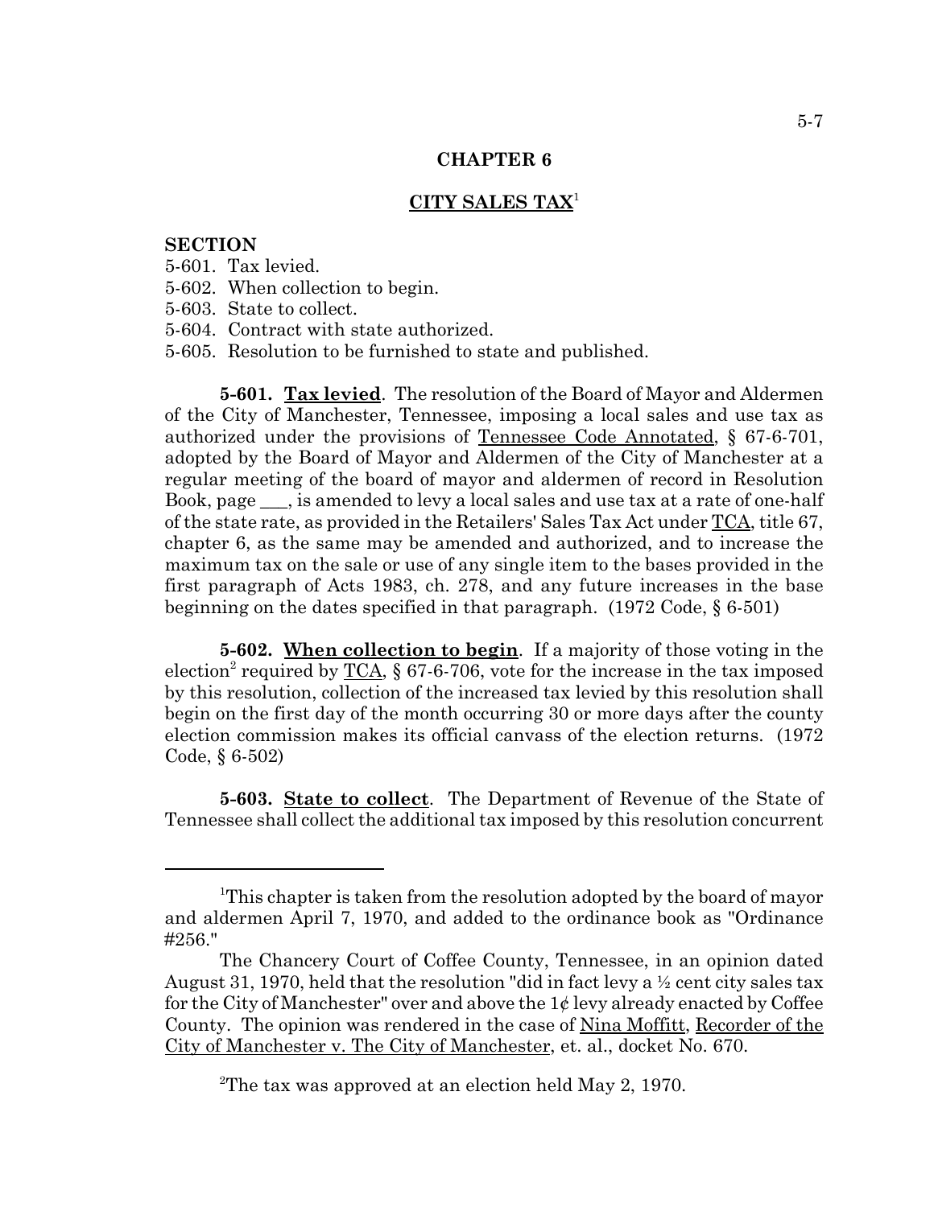## CHAPTER 6

## CITY SALES TAX[1]

**SECTION**

5-601. Tax levied.
5-602. When collection to begin.
5-603. State to collect.
5-604. Contract with state authorized.
5-605. Resolution to be furnished to state and published.

**5-601. Tax levied**. The resolution of the Board of Mayor and Aldermen of the City of Manchester, Tennessee, imposing a local sales and use tax as authorized under the provisions of Tennessee Code Annotated, § 67-6-701, adopted by the Board of Mayor and Aldermen of the City of Manchester at a regular meeting of the board of mayor and aldermen of record in Resolution Book, page ___, is amended to levy a local sales and use tax at a rate of one-half of the state rate, as provided in the Retailers' Sales Tax Act under TCA, title 67, chapter 6, as the same may be amended and authorized, and to increase the maximum tax on the sale or use of any single item to the bases provided in the first paragraph of Acts 1983, ch. 278, and any future increases in the base beginning on the dates specified in that paragraph. (1972 Code, § 6-501)

**5-602. When collection to begin**. If a majority of those voting in the election[2] required by TCA, § 67-6-706, vote for the increase in the tax imposed by this resolution, collection of the increased tax levied by this resolution shall begin on the first day of the month occurring 30 or more days after the county election commission makes its official canvass of the election returns. (1972 Code, § 6-502)

**5-603. State to collect**. The Department of Revenue of the State of Tennessee shall collect the additional tax imposed by this resolution concurrent

---

[1]This chapter is taken from the resolution adopted by the board of mayor and aldermen April 7, 1970, and added to the ordinance book as "Ordinance #256."

The Chancery Court of Coffee County, Tennessee, in an opinion dated August 31, 1970, held that the resolution "did in fact levy a ½ cent city sales tax for the City of Manchester" over and above the 1¢ levy already enacted by Coffee County. The opinion was rendered in the case of Nina Moffitt, Recorder of the City of Manchester v. The City of Manchester, et. al., docket No. 670.

[2]The tax was approved at an election held May 2, 1970.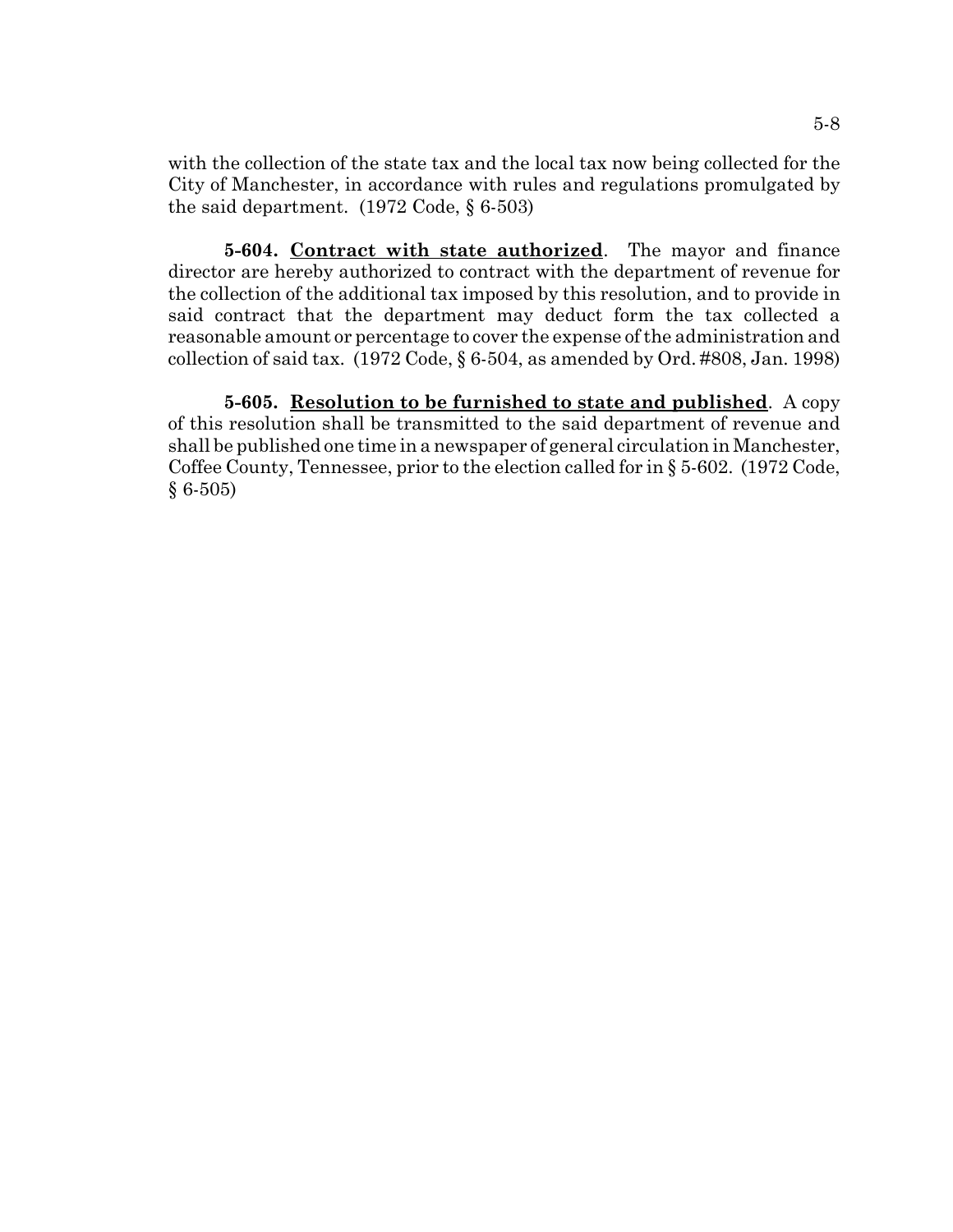with the collection of the state tax and the local tax now being collected for the City of Manchester, in accordance with rules and regulations promulgated by the said department. (1972 Code, § 6-503)

**5-604. Contract with state authorized**. The mayor and finance director are hereby authorized to contract with the department of revenue for the collection of the additional tax imposed by this resolution, and to provide in said contract that the department may deduct form the tax collected a reasonable amount or percentage to cover the expense of the administration and collection of said tax. (1972 Code, § 6-504, as amended by Ord. #808, Jan. 1998)

**5-605. Resolution to be furnished to state and published**. A copy of this resolution shall be transmitted to the said department of revenue and shall be published one time in a newspaper of general circulation in Manchester, Coffee County, Tennessee, prior to the election called for in § 5-602. (1972 Code, § 6-505)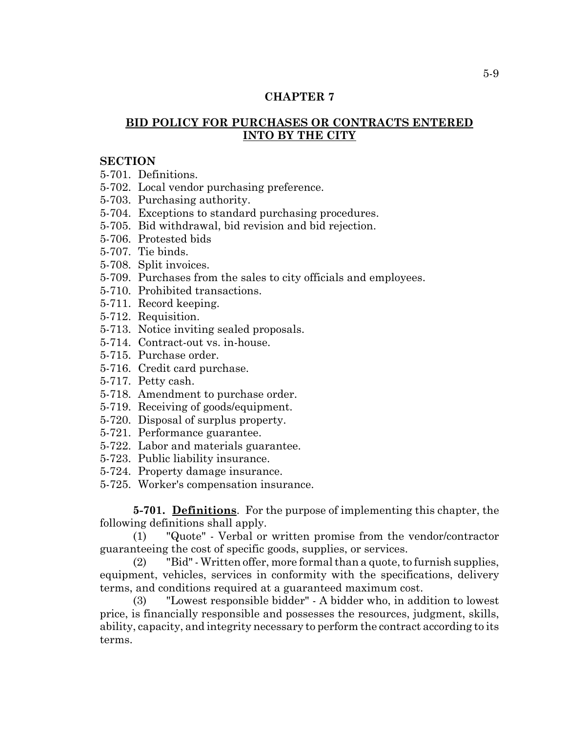# CHAPTER 7

## BID POLICY FOR PURCHASES OR CONTRACTS ENTERED INTO BY THE CITY

**SECTION**

5-701. Definitions.
5-702. Local vendor purchasing preference.
5-703. Purchasing authority.
5-704. Exceptions to standard purchasing procedures.
5-705. Bid withdrawal, bid revision and bid rejection.
5-706. Protested bids
5-707. Tie binds.
5-708. Split invoices.
5-709. Purchases from the sales to city officials and employees.
5-710. Prohibited transactions.
5-711. Record keeping.
5-712. Requisition.
5-713. Notice inviting sealed proposals.
5-714. Contract-out vs. in-house.
5-715. Purchase order.
5-716. Credit card purchase.
5-717. Petty cash.
5-718. Amendment to purchase order.
5-719. Receiving of goods/equipment.
5-720. Disposal of surplus property.
5-721. Performance guarantee.
5-722. Labor and materials guarantee.
5-723. Public liability insurance.
5-724. Property damage insurance.
5-725. Worker's compensation insurance.

**5-701. Definitions**. For the purpose of implementing this chapter, the following definitions shall apply.

(1) "Quote" - Verbal or written promise from the vendor/contractor guaranteeing the cost of specific goods, supplies, or services.

(2) "Bid" - Written offer, more formal than a quote, to furnish supplies, equipment, vehicles, services in conformity with the specifications, delivery terms, and conditions required at a guaranteed maximum cost.

(3) "Lowest responsible bidder" - A bidder who, in addition to lowest price, is financially responsible and possesses the resources, judgment, skills, ability, capacity, and integrity necessary to perform the contract according to its terms.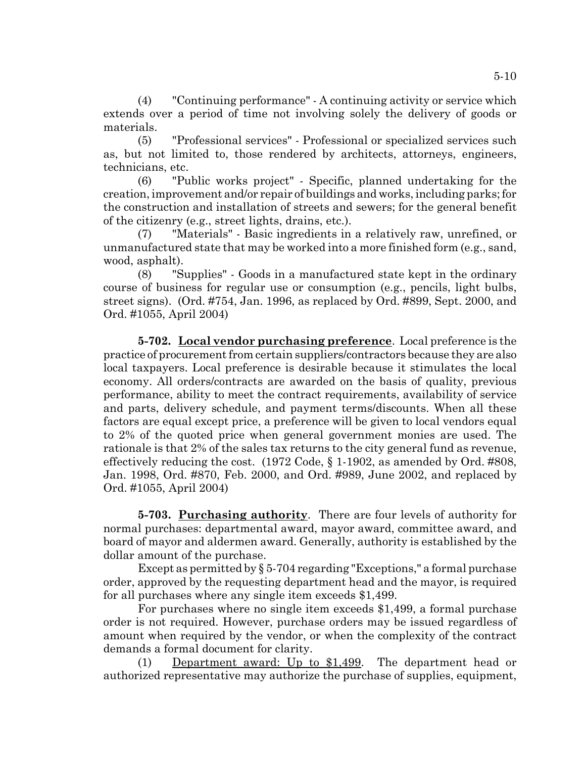(4) "Continuing performance" - A continuing activity or service which extends over a period of time not involving solely the delivery of goods or materials.

(5) "Professional services" - Professional or specialized services such as, but not limited to, those rendered by architects, attorneys, engineers, technicians, etc.

(6) "Public works project" - Specific, planned undertaking for the creation, improvement and/or repair of buildings and works, including parks; for the construction and installation of streets and sewers; for the general benefit of the citizenry (e.g., street lights, drains, etc.).

(7) "Materials" - Basic ingredients in a relatively raw, unrefined, or unmanufactured state that may be worked into a more finished form (e.g., sand, wood, asphalt).

(8) "Supplies" - Goods in a manufactured state kept in the ordinary course of business for regular use or consumption (e.g., pencils, light bulbs, street signs). (Ord. #754, Jan. 1996, as replaced by Ord. #899, Sept. 2000, and Ord. #1055, April 2004)

**5-702. Local vendor purchasing preference**. Local preference is the practice of procurement from certain suppliers/contractors because they are also local taxpayers. Local preference is desirable because it stimulates the local economy. All orders/contracts are awarded on the basis of quality, previous performance, ability to meet the contract requirements, availability of service and parts, delivery schedule, and payment terms/discounts. When all these factors are equal except price, a preference will be given to local vendors equal to 2% of the quoted price when general government monies are used. The rationale is that 2% of the sales tax returns to the city general fund as revenue, effectively reducing the cost. (1972 Code, § 1-1902, as amended by Ord. #808, Jan. 1998, Ord. #870, Feb. 2000, and Ord. #989, June 2002, and replaced by Ord. #1055, April 2004)

**5-703. Purchasing authority**. There are four levels of authority for normal purchases: departmental award, mayor award, committee award, and board of mayor and aldermen award. Generally, authority is established by the dollar amount of the purchase.

Except as permitted by § 5-704 regarding "Exceptions," a formal purchase order, approved by the requesting department head and the mayor, is required for all purchases where any single item exceeds $1,499.

For purchases where no single item exceeds $1,499, a formal purchase order is not required. However, purchase orders may be issued regardless of amount when required by the vendor, or when the complexity of the contract demands a formal document for clarity.

(1) Department award: Up to $1,499. The department head or authorized representative may authorize the purchase of supplies, equipment,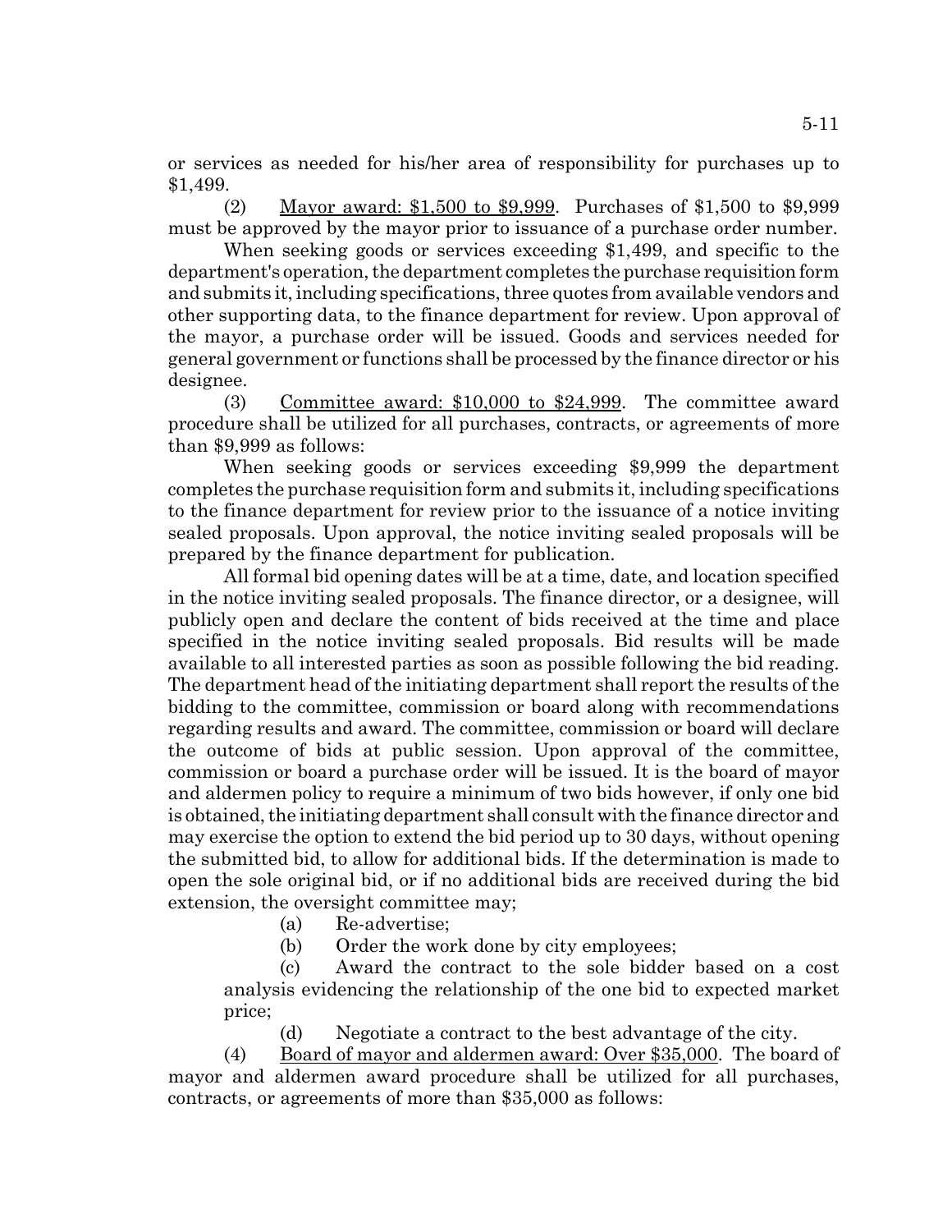or services as needed for his/her area of responsibility for purchases up to $1,499.

(2) Mayor award: $1,500 to $9,999. Purchases of $1,500 to $9,999 must be approved by the mayor prior to issuance of a purchase order number.

When seeking goods or services exceeding $1,499, and specific to the department's operation, the department completes the purchase requisition form and submits it, including specifications, three quotes from available vendors and other supporting data, to the finance department for review. Upon approval of the mayor, a purchase order will be issued. Goods and services needed for general government or functions shall be processed by the finance director or his designee.

(3) Committee award: $10,000 to $24,999. The committee award procedure shall be utilized for all purchases, contracts, or agreements of more than $9,999 as follows:

When seeking goods or services exceeding $9,999 the department completes the purchase requisition form and submits it, including specifications to the finance department for review prior to the issuance of a notice inviting sealed proposals. Upon approval, the notice inviting sealed proposals will be prepared by the finance department for publication.

All formal bid opening dates will be at a time, date, and location specified in the notice inviting sealed proposals. The finance director, or a designee, will publicly open and declare the content of bids received at the time and place specified in the notice inviting sealed proposals. Bid results will be made available to all interested parties as soon as possible following the bid reading. The department head of the initiating department shall report the results of the bidding to the committee, commission or board along with recommendations regarding results and award. The committee, commission or board will declare the outcome of bids at public session. Upon approval of the committee, commission or board a purchase order will be issued. It is the board of mayor and aldermen policy to require a minimum of two bids however, if only one bid is obtained, the initiating department shall consult with the finance director and may exercise the option to extend the bid period up to 30 days, without opening the submitted bid, to allow for additional bids. If the determination is made to open the sole original bid, or if no additional bids are received during the bid extension, the oversight committee may;

(a) Re-advertise;

(b) Order the work done by city employees;

(c) Award the contract to the sole bidder based on a cost analysis evidencing the relationship of the one bid to expected market price;

(d) Negotiate a contract to the best advantage of the city.

(4) Board of mayor and aldermen award: Over $35,000. The board of mayor and aldermen award procedure shall be utilized for all purchases, contracts, or agreements of more than $35,000 as follows: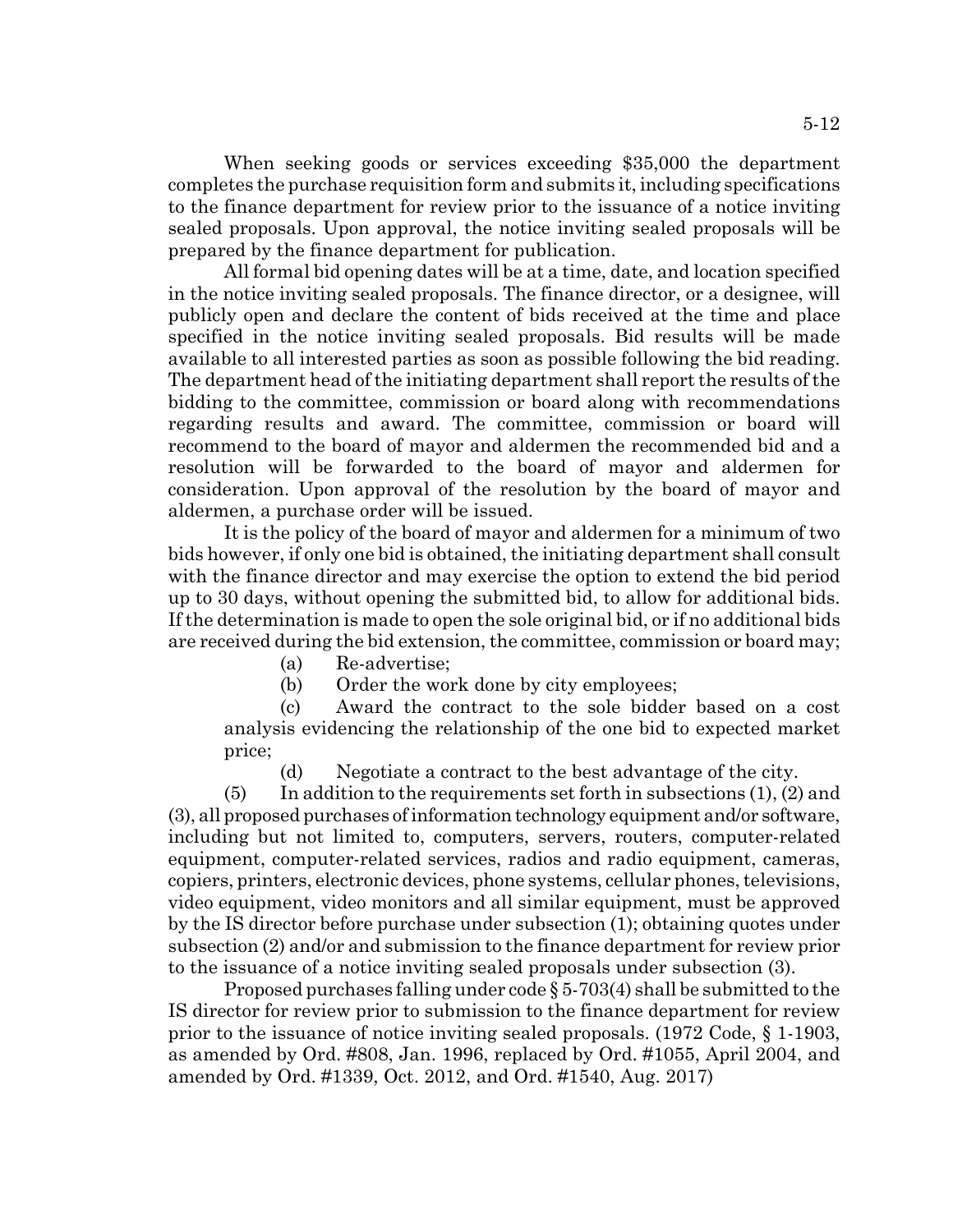When seeking goods or services exceeding $35,000 the department completes the purchase requisition form and submits it, including specifications to the finance department for review prior to the issuance of a notice inviting sealed proposals. Upon approval, the notice inviting sealed proposals will be prepared by the finance department for publication.

All formal bid opening dates will be at a time, date, and location specified in the notice inviting sealed proposals. The finance director, or a designee, will publicly open and declare the content of bids received at the time and place specified in the notice inviting sealed proposals. Bid results will be made available to all interested parties as soon as possible following the bid reading. The department head of the initiating department shall report the results of the bidding to the committee, commission or board along with recommendations regarding results and award. The committee, commission or board will recommend to the board of mayor and aldermen the recommended bid and a resolution will be forwarded to the board of mayor and aldermen for consideration. Upon approval of the resolution by the board of mayor and aldermen, a purchase order will be issued.

It is the policy of the board of mayor and aldermen for a minimum of two bids however, if only one bid is obtained, the initiating department shall consult with the finance director and may exercise the option to extend the bid period up to 30 days, without opening the submitted bid, to allow for additional bids. If the determination is made to open the sole original bid, or if no additional bids are received during the bid extension, the committee, commission or board may;

(a) Re-advertise;

(b) Order the work done by city employees;

(c) Award the contract to the sole bidder based on a cost analysis evidencing the relationship of the one bid to expected market price;

(d) Negotiate a contract to the best advantage of the city.

(5) In addition to the requirements set forth in subsections (1), (2) and (3), all proposed purchases of information technology equipment and/or software, including but not limited to, computers, servers, routers, computer-related equipment, computer-related services, radios and radio equipment, cameras, copiers, printers, electronic devices, phone systems, cellular phones, televisions, video equipment, video monitors and all similar equipment, must be approved by the IS director before purchase under subsection (1); obtaining quotes under subsection (2) and/or and submission to the finance department for review prior to the issuance of a notice inviting sealed proposals under subsection (3).

Proposed purchases falling under code § 5-703(4) shall be submitted to the IS director for review prior to submission to the finance department for review prior to the issuance of notice inviting sealed proposals. (1972 Code, § 1-1903, as amended by Ord. #808, Jan. 1996, replaced by Ord. #1055, April 2004, and amended by Ord. #1339, Oct. 2012, and Ord. #1540, Aug. 2017)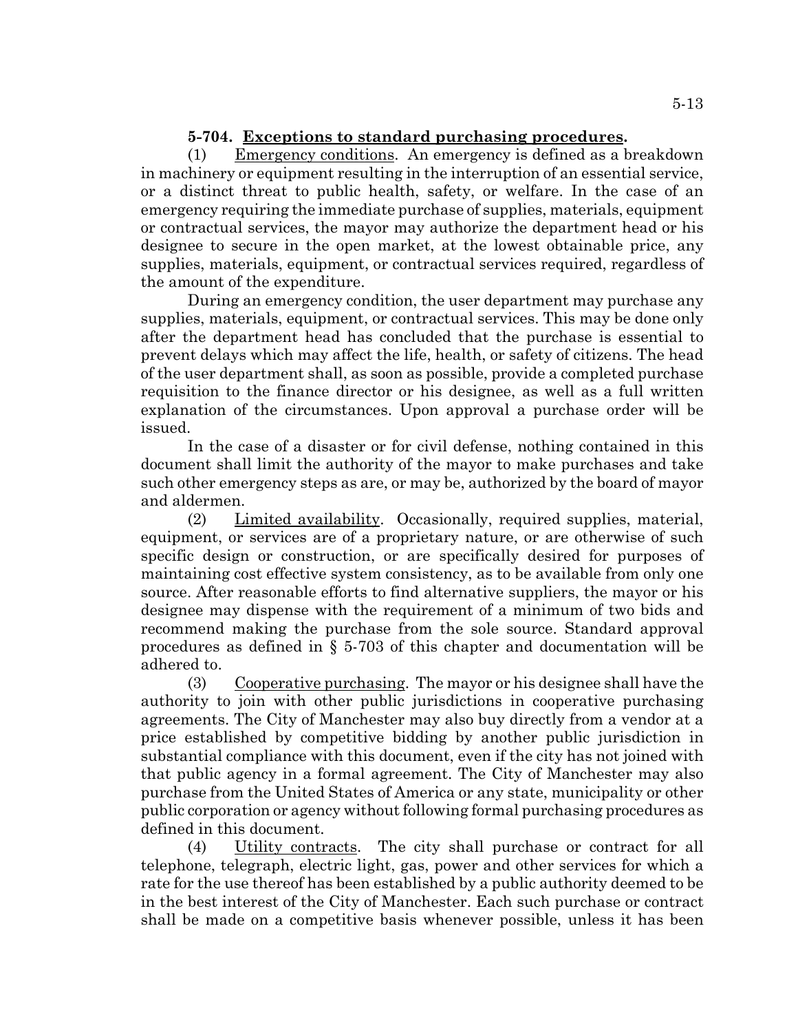**5-704. Exceptions to standard purchasing procedures.**

(1) Emergency conditions. An emergency is defined as a breakdown in machinery or equipment resulting in the interruption of an essential service, or a distinct threat to public health, safety, or welfare. In the case of an emergency requiring the immediate purchase of supplies, materials, equipment or contractual services, the mayor may authorize the department head or his designee to secure in the open market, at the lowest obtainable price, any supplies, materials, equipment, or contractual services required, regardless of the amount of the expenditure.

During an emergency condition, the user department may purchase any supplies, materials, equipment, or contractual services. This may be done only after the department head has concluded that the purchase is essential to prevent delays which may affect the life, health, or safety of citizens. The head of the user department shall, as soon as possible, provide a completed purchase requisition to the finance director or his designee, as well as a full written explanation of the circumstances. Upon approval a purchase order will be issued.

In the case of a disaster or for civil defense, nothing contained in this document shall limit the authority of the mayor to make purchases and take such other emergency steps as are, or may be, authorized by the board of mayor and aldermen.

(2) Limited availability. Occasionally, required supplies, material, equipment, or services are of a proprietary nature, or are otherwise of such specific design or construction, or are specifically desired for purposes of maintaining cost effective system consistency, as to be available from only one source. After reasonable efforts to find alternative suppliers, the mayor or his designee may dispense with the requirement of a minimum of two bids and recommend making the purchase from the sole source. Standard approval procedures as defined in § 5-703 of this chapter and documentation will be adhered to.

(3) Cooperative purchasing. The mayor or his designee shall have the authority to join with other public jurisdictions in cooperative purchasing agreements. The City of Manchester may also buy directly from a vendor at a price established by competitive bidding by another public jurisdiction in substantial compliance with this document, even if the city has not joined with that public agency in a formal agreement. The City of Manchester may also purchase from the United States of America or any state, municipality or other public corporation or agency without following formal purchasing procedures as defined in this document.

(4) Utility contracts. The city shall purchase or contract for all telephone, telegraph, electric light, gas, power and other services for which a rate for the use thereof has been established by a public authority deemed to be in the best interest of the City of Manchester. Each such purchase or contract shall be made on a competitive basis whenever possible, unless it has been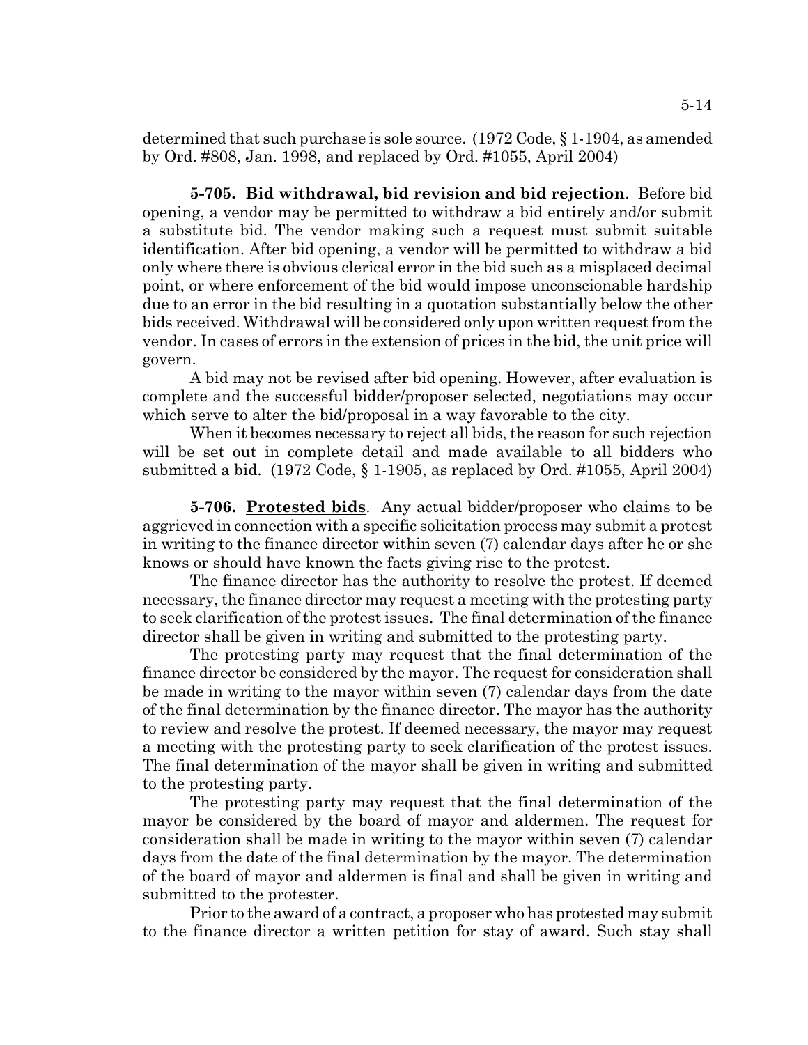determined that such purchase is sole source. (1972 Code, § 1-1904, as amended by Ord. #808, Jan. 1998, and replaced by Ord. #1055, April 2004)

**5-705. Bid withdrawal, bid revision and bid rejection**. Before bid opening, a vendor may be permitted to withdraw a bid entirely and/or submit a substitute bid. The vendor making such a request must submit suitable identification. After bid opening, a vendor will be permitted to withdraw a bid only where there is obvious clerical error in the bid such as a misplaced decimal point, or where enforcement of the bid would impose unconscionable hardship due to an error in the bid resulting in a quotation substantially below the other bids received. Withdrawal will be considered only upon written request from the vendor. In cases of errors in the extension of prices in the bid, the unit price will govern.

A bid may not be revised after bid opening. However, after evaluation is complete and the successful bidder/proposer selected, negotiations may occur which serve to alter the bid/proposal in a way favorable to the city.

When it becomes necessary to reject all bids, the reason for such rejection will be set out in complete detail and made available to all bidders who submitted a bid. (1972 Code, § 1-1905, as replaced by Ord. #1055, April 2004)

**5-706. Protested bids**. Any actual bidder/proposer who claims to be aggrieved in connection with a specific solicitation process may submit a protest in writing to the finance director within seven (7) calendar days after he or she knows or should have known the facts giving rise to the protest.

The finance director has the authority to resolve the protest. If deemed necessary, the finance director may request a meeting with the protesting party to seek clarification of the protest issues. The final determination of the finance director shall be given in writing and submitted to the protesting party.

The protesting party may request that the final determination of the finance director be considered by the mayor. The request for consideration shall be made in writing to the mayor within seven (7) calendar days from the date of the final determination by the finance director. The mayor has the authority to review and resolve the protest. If deemed necessary, the mayor may request a meeting with the protesting party to seek clarification of the protest issues. The final determination of the mayor shall be given in writing and submitted to the protesting party.

The protesting party may request that the final determination of the mayor be considered by the board of mayor and aldermen. The request for consideration shall be made in writing to the mayor within seven (7) calendar days from the date of the final determination by the mayor. The determination of the board of mayor and aldermen is final and shall be given in writing and submitted to the protester.

Prior to the award of a contract, a proposer who has protested may submit to the finance director a written petition for stay of award. Such stay shall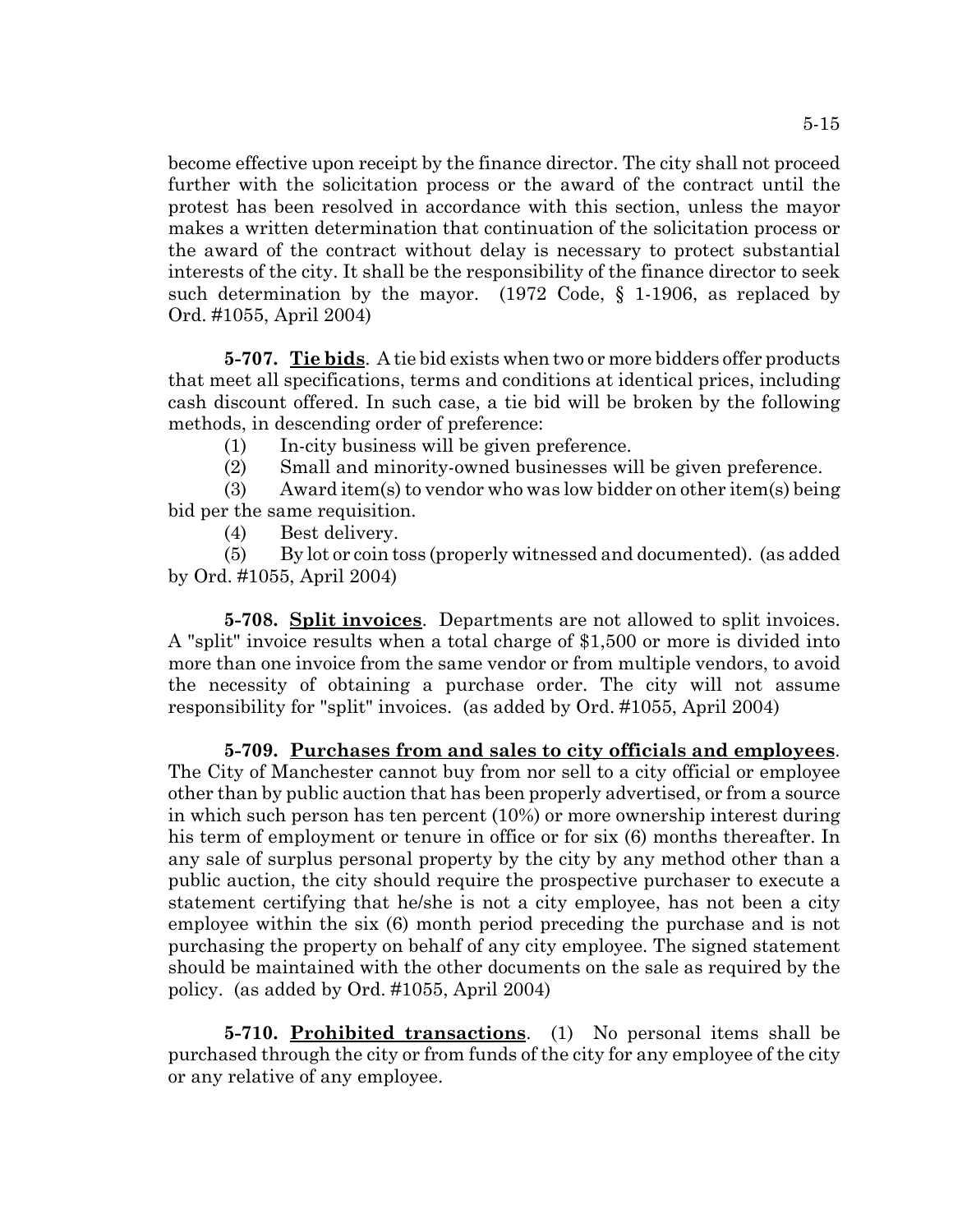become effective upon receipt by the finance director. The city shall not proceed further with the solicitation process or the award of the contract until the protest has been resolved in accordance with this section, unless the mayor makes a written determination that continuation of the solicitation process or the award of the contract without delay is necessary to protect substantial interests of the city. It shall be the responsibility of the finance director to seek such determination by the mayor. (1972 Code, § 1-1906, as replaced by Ord. #1055, April 2004)

**5-707. Tie bids**. A tie bid exists when two or more bidders offer products that meet all specifications, terms and conditions at identical prices, including cash discount offered. In such case, a tie bid will be broken by the following methods, in descending order of preference:

(1) In-city business will be given preference.

(2) Small and minority-owned businesses will be given preference.

(3) Award item(s) to vendor who was low bidder on other item(s) being bid per the same requisition.

(4) Best delivery.

(5) By lot or coin toss (properly witnessed and documented). (as added by Ord. #1055, April 2004)

**5-708. Split invoices**. Departments are not allowed to split invoices. A "split" invoice results when a total charge of $1,500 or more is divided into more than one invoice from the same vendor or from multiple vendors, to avoid the necessity of obtaining a purchase order. The city will not assume responsibility for "split" invoices. (as added by Ord. #1055, April 2004)

**5-709. Purchases from and sales to city officials and employees**. The City of Manchester cannot buy from nor sell to a city official or employee other than by public auction that has been properly advertised, or from a source in which such person has ten percent (10%) or more ownership interest during his term of employment or tenure in office or for six (6) months thereafter. In any sale of surplus personal property by the city by any method other than a public auction, the city should require the prospective purchaser to execute a statement certifying that he/she is not a city employee, has not been a city employee within the six (6) month period preceding the purchase and is not purchasing the property on behalf of any city employee. The signed statement should be maintained with the other documents on the sale as required by the policy. (as added by Ord. #1055, April 2004)

**5-710. Prohibited transactions**. (1) No personal items shall be purchased through the city or from funds of the city for any employee of the city or any relative of any employee.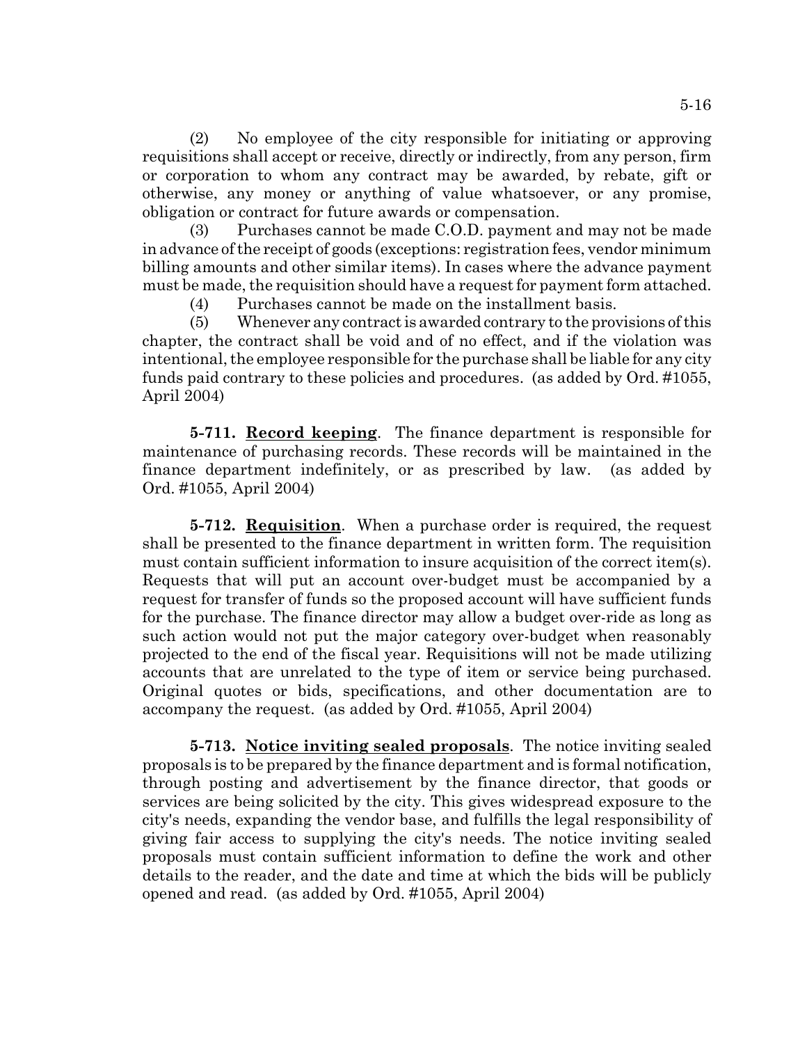(2) No employee of the city responsible for initiating or approving requisitions shall accept or receive, directly or indirectly, from any person, firm or corporation to whom any contract may be awarded, by rebate, gift or otherwise, any money or anything of value whatsoever, or any promise, obligation or contract for future awards or compensation.

(3) Purchases cannot be made C.O.D. payment and may not be made in advance of the receipt of goods (exceptions: registration fees, vendor minimum billing amounts and other similar items). In cases where the advance payment must be made, the requisition should have a request for payment form attached.

(4) Purchases cannot be made on the installment basis.

(5) Whenever any contract is awarded contrary to the provisions of this chapter, the contract shall be void and of no effect, and if the violation was intentional, the employee responsible for the purchase shall be liable for any city funds paid contrary to these policies and procedures. (as added by Ord. #1055, April 2004)

**5-711. Record keeping**. The finance department is responsible for maintenance of purchasing records. These records will be maintained in the finance department indefinitely, or as prescribed by law. (as added by Ord. #1055, April 2004)

**5-712. Requisition**. When a purchase order is required, the request shall be presented to the finance department in written form. The requisition must contain sufficient information to insure acquisition of the correct item(s). Requests that will put an account over-budget must be accompanied by a request for transfer of funds so the proposed account will have sufficient funds for the purchase. The finance director may allow a budget over-ride as long as such action would not put the major category over-budget when reasonably projected to the end of the fiscal year. Requisitions will not be made utilizing accounts that are unrelated to the type of item or service being purchased. Original quotes or bids, specifications, and other documentation are to accompany the request. (as added by Ord. #1055, April 2004)

**5-713. Notice inviting sealed proposals**. The notice inviting sealed proposals is to be prepared by the finance department and is formal notification, through posting and advertisement by the finance director, that goods or services are being solicited by the city. This gives widespread exposure to the city's needs, expanding the vendor base, and fulfills the legal responsibility of giving fair access to supplying the city's needs. The notice inviting sealed proposals must contain sufficient information to define the work and other details to the reader, and the date and time at which the bids will be publicly opened and read. (as added by Ord. #1055, April 2004)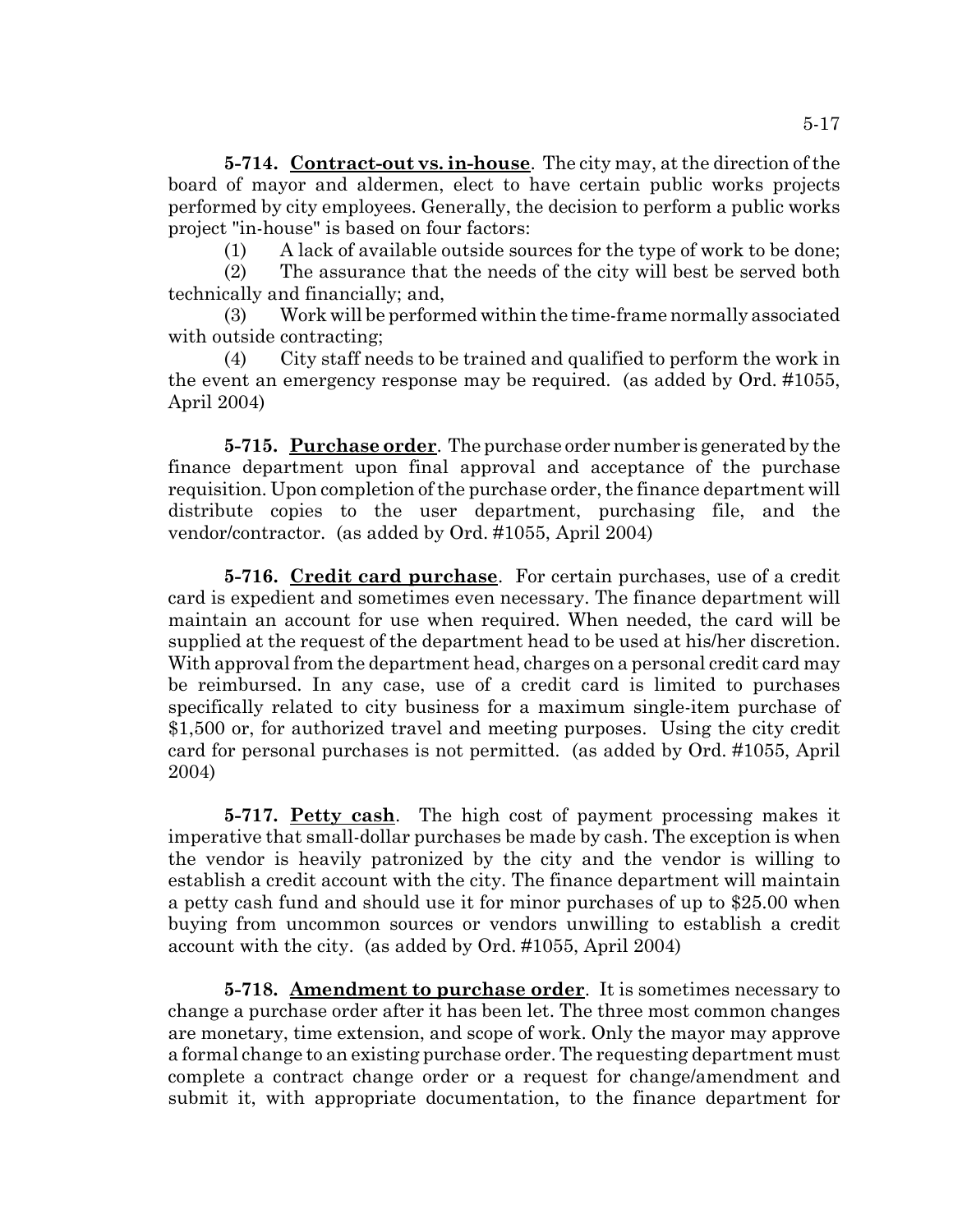**5-714. Contract-out vs. in-house**. The city may, at the direction of the board of mayor and aldermen, elect to have certain public works projects performed by city employees. Generally, the decision to perform a public works project "in-house" is based on four factors:

(1) A lack of available outside sources for the type of work to be done;

(2) The assurance that the needs of the city will best be served both technically and financially; and,

(3) Work will be performed within the time-frame normally associated with outside contracting;

(4) City staff needs to be trained and qualified to perform the work in the event an emergency response may be required. (as added by Ord. #1055, April 2004)

**5-715. Purchase order**. The purchase order number is generated by the finance department upon final approval and acceptance of the purchase requisition. Upon completion of the purchase order, the finance department will distribute copies to the user department, purchasing file, and the vendor/contractor. (as added by Ord. #1055, April 2004)

**5-716. Credit card purchase**. For certain purchases, use of a credit card is expedient and sometimes even necessary. The finance department will maintain an account for use when required. When needed, the card will be supplied at the request of the department head to be used at his/her discretion. With approval from the department head, charges on a personal credit card may be reimbursed. In any case, use of a credit card is limited to purchases specifically related to city business for a maximum single-item purchase of $1,500 or, for authorized travel and meeting purposes. Using the city credit card for personal purchases is not permitted. (as added by Ord. #1055, April 2004)

**5-717. Petty cash**. The high cost of payment processing makes it imperative that small-dollar purchases be made by cash. The exception is when the vendor is heavily patronized by the city and the vendor is willing to establish a credit account with the city. The finance department will maintain a petty cash fund and should use it for minor purchases of up to $25.00 when buying from uncommon sources or vendors unwilling to establish a credit account with the city. (as added by Ord. #1055, April 2004)

**5-718. Amendment to purchase order**. It is sometimes necessary to change a purchase order after it has been let. The three most common changes are monetary, time extension, and scope of work. Only the mayor may approve a formal change to an existing purchase order. The requesting department must complete a contract change order or a request for change/amendment and submit it, with appropriate documentation, to the finance department for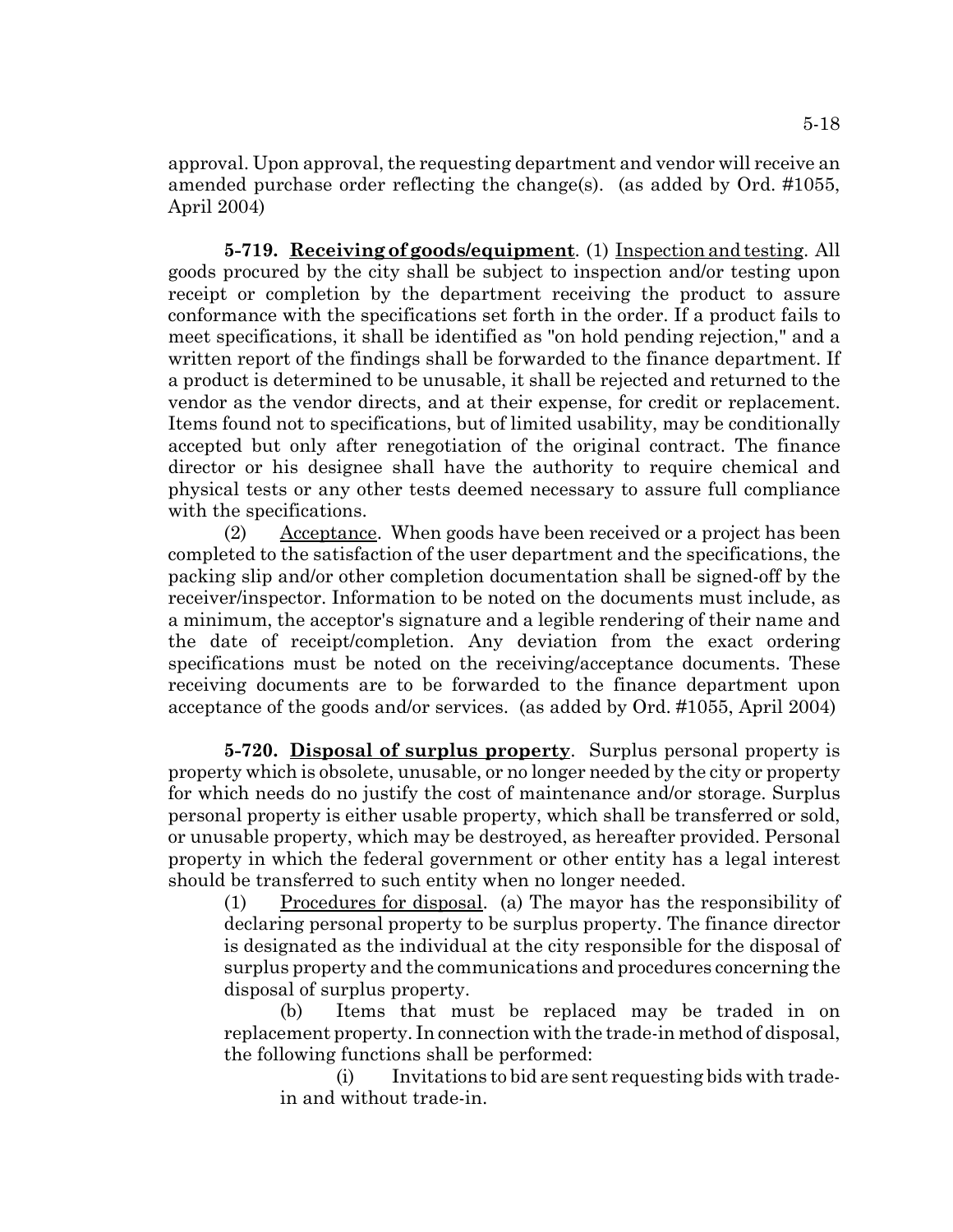approval. Upon approval, the requesting department and vendor will receive an amended purchase order reflecting the change(s). (as added by Ord. #1055, April 2004)

**5-719. Receiving of goods/equipment**. (1) Inspection and testing. All goods procured by the city shall be subject to inspection and/or testing upon receipt or completion by the department receiving the product to assure conformance with the specifications set forth in the order. If a product fails to meet specifications, it shall be identified as "on hold pending rejection," and a written report of the findings shall be forwarded to the finance department. If a product is determined to be unusable, it shall be rejected and returned to the vendor as the vendor directs, and at their expense, for credit or replacement. Items found not to specifications, but of limited usability, may be conditionally accepted but only after renegotiation of the original contract. The finance director or his designee shall have the authority to require chemical and physical tests or any other tests deemed necessary to assure full compliance with the specifications.

(2) Acceptance. When goods have been received or a project has been completed to the satisfaction of the user department and the specifications, the packing slip and/or other completion documentation shall be signed-off by the receiver/inspector. Information to be noted on the documents must include, as a minimum, the acceptor's signature and a legible rendering of their name and the date of receipt/completion. Any deviation from the exact ordering specifications must be noted on the receiving/acceptance documents. These receiving documents are to be forwarded to the finance department upon acceptance of the goods and/or services. (as added by Ord. #1055, April 2004)

**5-720. Disposal of surplus property**. Surplus personal property is property which is obsolete, unusable, or no longer needed by the city or property for which needs do no justify the cost of maintenance and/or storage. Surplus personal property is either usable property, which shall be transferred or sold, or unusable property, which may be destroyed, as hereafter provided. Personal property in which the federal government or other entity has a legal interest should be transferred to such entity when no longer needed.

(1) Procedures for disposal. (a) The mayor has the responsibility of declaring personal property to be surplus property. The finance director is designated as the individual at the city responsible for the disposal of surplus property and the communications and procedures concerning the disposal of surplus property.

(b) Items that must be replaced may be traded in on replacement property. In connection with the trade-in method of disposal, the following functions shall be performed:

(i) Invitations to bid are sent requesting bids with trade-in and without trade-in.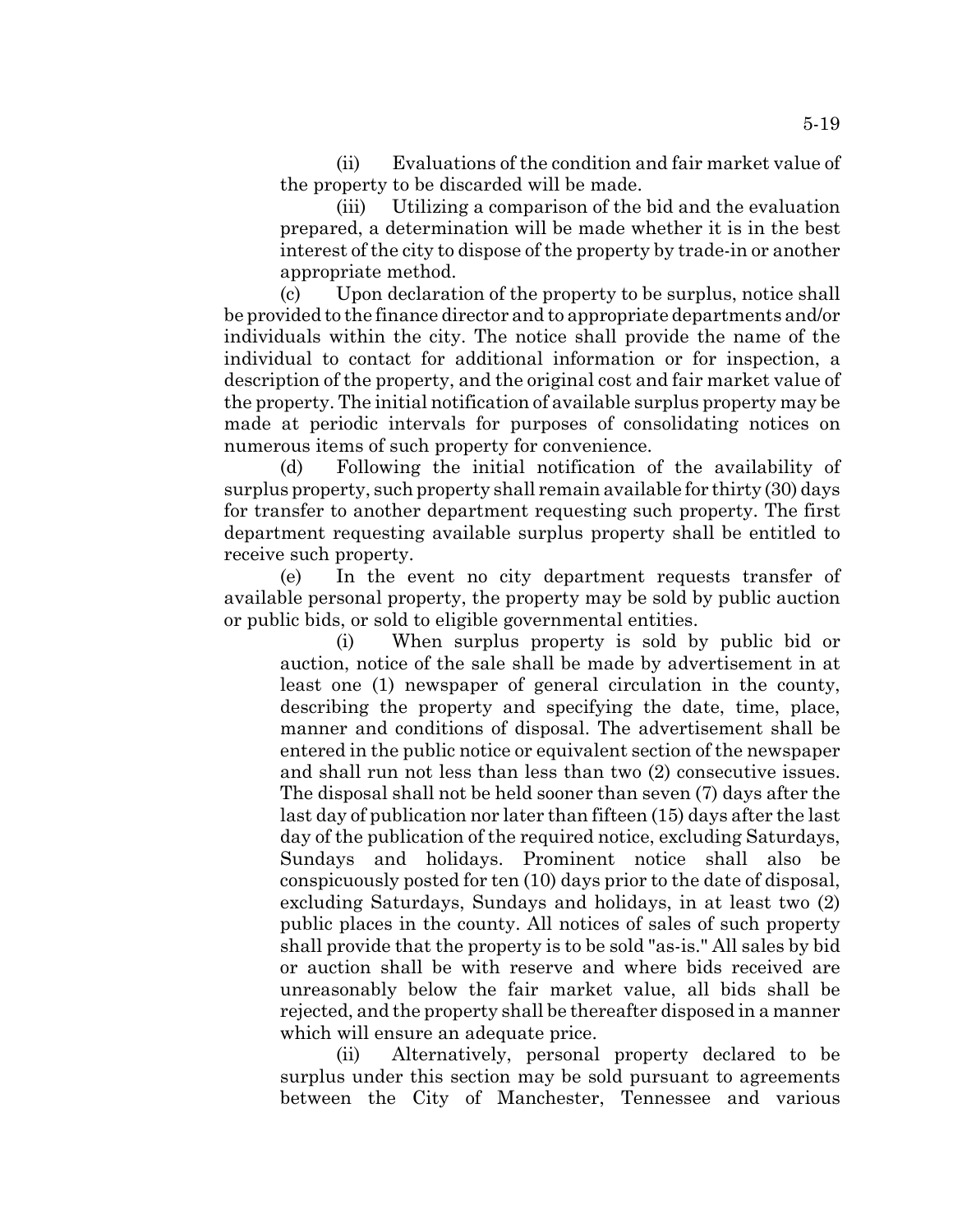(ii) Evaluations of the condition and fair market value of the property to be discarded will be made.

(iii) Utilizing a comparison of the bid and the evaluation prepared, a determination will be made whether it is in the best interest of the city to dispose of the property by trade-in or another appropriate method.

(c) Upon declaration of the property to be surplus, notice shall be provided to the finance director and to appropriate departments and/or individuals within the city. The notice shall provide the name of the individual to contact for additional information or for inspection, a description of the property, and the original cost and fair market value of the property. The initial notification of available surplus property may be made at periodic intervals for purposes of consolidating notices on numerous items of such property for convenience.

(d) Following the initial notification of the availability of surplus property, such property shall remain available for thirty (30) days for transfer to another department requesting such property. The first department requesting available surplus property shall be entitled to receive such property.

(e) In the event no city department requests transfer of available personal property, the property may be sold by public auction or public bids, or sold to eligible governmental entities.

(i) When surplus property is sold by public bid or auction, notice of the sale shall be made by advertisement in at least one (1) newspaper of general circulation in the county, describing the property and specifying the date, time, place, manner and conditions of disposal. The advertisement shall be entered in the public notice or equivalent section of the newspaper and shall run not less than less than two (2) consecutive issues. The disposal shall not be held sooner than seven (7) days after the last day of publication nor later than fifteen (15) days after the last day of the publication of the required notice, excluding Saturdays, Sundays and holidays. Prominent notice shall also be conspicuously posted for ten (10) days prior to the date of disposal, excluding Saturdays, Sundays and holidays, in at least two (2) public places in the county. All notices of sales of such property shall provide that the property is to be sold "as-is." All sales by bid or auction shall be with reserve and where bids received are unreasonably below the fair market value, all bids shall be rejected, and the property shall be thereafter disposed in a manner which will ensure an adequate price.

(ii) Alternatively, personal property declared to be surplus under this section may be sold pursuant to agreements between the City of Manchester, Tennessee and various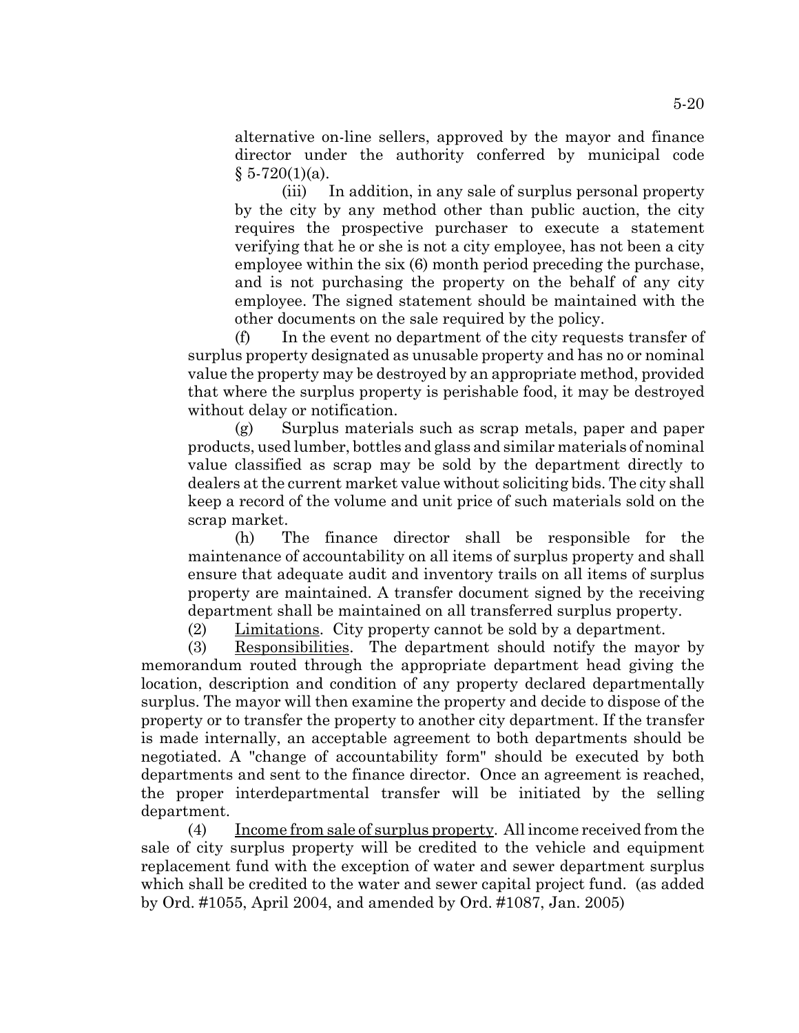alternative on-line sellers, approved by the mayor and finance director under the authority conferred by municipal code § 5-720(1)(a).

(iii) In addition, in any sale of surplus personal property by the city by any method other than public auction, the city requires the prospective purchaser to execute a statement verifying that he or she is not a city employee, has not been a city employee within the six (6) month period preceding the purchase, and is not purchasing the property on the behalf of any city employee. The signed statement should be maintained with the other documents on the sale required by the policy.

(f) In the event no department of the city requests transfer of surplus property designated as unusable property and has no or nominal value the property may be destroyed by an appropriate method, provided that where the surplus property is perishable food, it may be destroyed without delay or notification.

(g) Surplus materials such as scrap metals, paper and paper products, used lumber, bottles and glass and similar materials of nominal value classified as scrap may be sold by the department directly to dealers at the current market value without soliciting bids. The city shall keep a record of the volume and unit price of such materials sold on the scrap market.

(h) The finance director shall be responsible for the maintenance of accountability on all items of surplus property and shall ensure that adequate audit and inventory trails on all items of surplus property are maintained. A transfer document signed by the receiving department shall be maintained on all transferred surplus property.

(2) Limitations. City property cannot be sold by a department.

(3) Responsibilities. The department should notify the mayor by memorandum routed through the appropriate department head giving the location, description and condition of any property declared departmentally surplus. The mayor will then examine the property and decide to dispose of the property or to transfer the property to another city department. If the transfer is made internally, an acceptable agreement to both departments should be negotiated. A "change of accountability form" should be executed by both departments and sent to the finance director. Once an agreement is reached, the proper interdepartmental transfer will be initiated by the selling department.

(4) Income from sale of surplus property. All income received from the sale of city surplus property will be credited to the vehicle and equipment replacement fund with the exception of water and sewer department surplus which shall be credited to the water and sewer capital project fund. (as added by Ord. #1055, April 2004, and amended by Ord. #1087, Jan. 2005)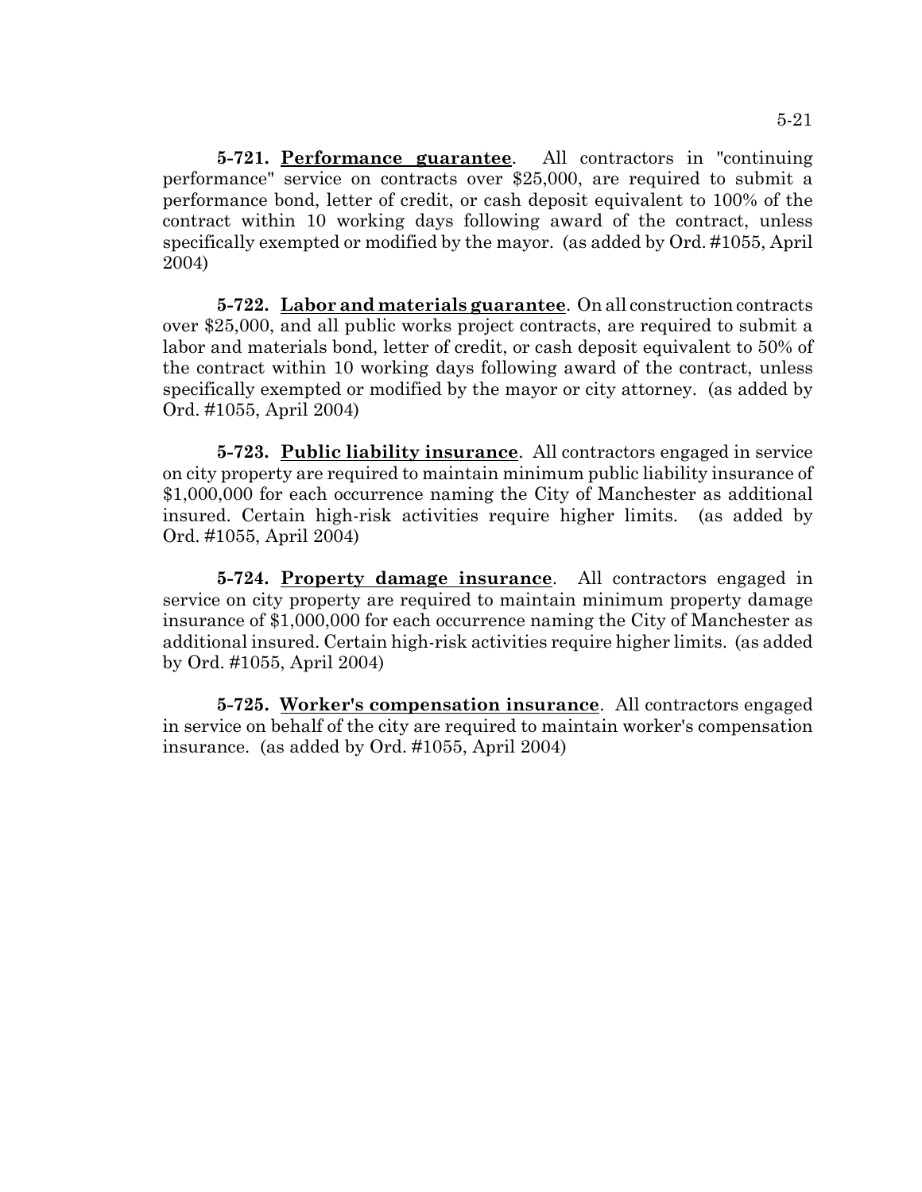**5-721. <u>Performance guarantee</u>**. All contractors in "continuing performance" service on contracts over $25,000, are required to submit a performance bond, letter of credit, or cash deposit equivalent to 100% of the contract within 10 working days following award of the contract, unless specifically exempted or modified by the mayor. (as added by Ord. #1055, April 2004)

**5-722. <u>Labor and materials guarantee</u>**. On all construction contracts over $25,000, and all public works project contracts, are required to submit a labor and materials bond, letter of credit, or cash deposit equivalent to 50% of the contract within 10 working days following award of the contract, unless specifically exempted or modified by the mayor or city attorney. (as added by Ord. #1055, April 2004)

**5-723. <u>Public liability insurance</u>**. All contractors engaged in service on city property are required to maintain minimum public liability insurance of $1,000,000 for each occurrence naming the City of Manchester as additional insured. Certain high-risk activities require higher limits. (as added by Ord. #1055, April 2004)

**5-724. <u>Property damage insurance</u>**. All contractors engaged in service on city property are required to maintain minimum property damage insurance of $1,000,000 for each occurrence naming the City of Manchester as additional insured. Certain high-risk activities require higher limits. (as added by Ord. #1055, April 2004)

**5-725. <u>Worker's compensation insurance</u>**. All contractors engaged in service on behalf of the city are required to maintain worker's compensation insurance. (as added by Ord. #1055, April 2004)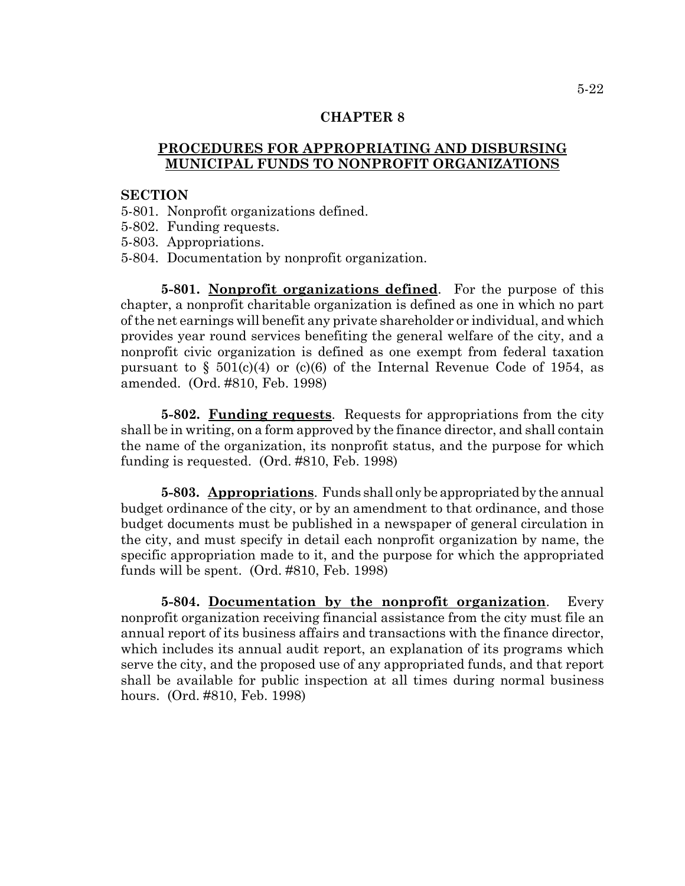## CHAPTER 8

## PROCEDURES FOR APPROPRIATING AND DISBURSING MUNICIPAL FUNDS TO NONPROFIT ORGANIZATIONS

**SECTION**

5-801. Nonprofit organizations defined.
5-802. Funding requests.
5-803. Appropriations.
5-804. Documentation by nonprofit organization.

**5-801. Nonprofit organizations defined**. For the purpose of this chapter, a nonprofit charitable organization is defined as one in which no part of the net earnings will benefit any private shareholder or individual, and which provides year round services benefiting the general welfare of the city, and a nonprofit civic organization is defined as one exempt from federal taxation pursuant to § 501(c)(4) or (c)(6) of the Internal Revenue Code of 1954, as amended. (Ord. #810, Feb. 1998)

**5-802. Funding requests**. Requests for appropriations from the city shall be in writing, on a form approved by the finance director, and shall contain the name of the organization, its nonprofit status, and the purpose for which funding is requested. (Ord. #810, Feb. 1998)

**5-803. Appropriations**. Funds shall only be appropriated by the annual budget ordinance of the city, or by an amendment to that ordinance, and those budget documents must be published in a newspaper of general circulation in the city, and must specify in detail each nonprofit organization by name, the specific appropriation made to it, and the purpose for which the appropriated funds will be spent. (Ord. #810, Feb. 1998)

**5-804. Documentation by the nonprofit organization**. Every nonprofit organization receiving financial assistance from the city must file an annual report of its business affairs and transactions with the finance director, which includes its annual audit report, an explanation of its programs which serve the city, and the proposed use of any appropriated funds, and that report shall be available for public inspection at all times during normal business hours. (Ord. #810, Feb. 1998)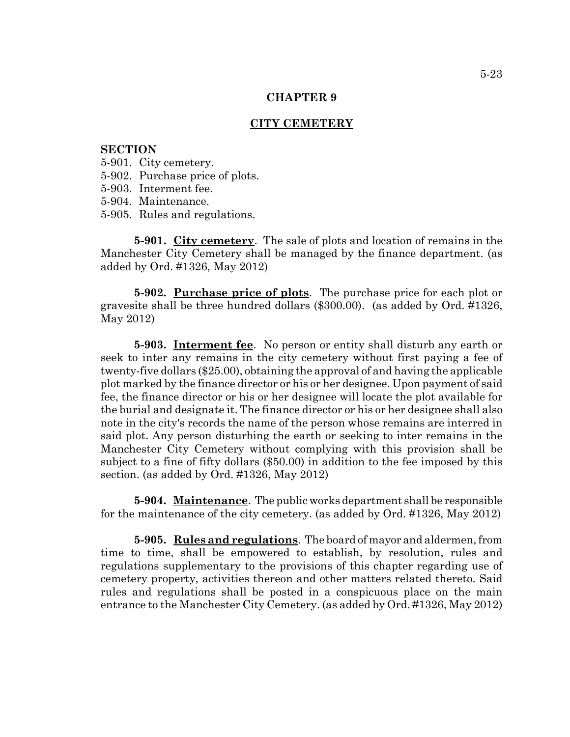# CHAPTER 9

## CITY CEMETERY

**SECTION**

5-901. City cemetery.
5-902. Purchase price of plots.
5-903. Interment fee.
5-904. Maintenance.
5-905. Rules and regulations.

**5-901. City cemetery**. The sale of plots and location of remains in the Manchester City Cemetery shall be managed by the finance department. (as added by Ord. #1326, May 2012)

**5-902. Purchase price of plots**. The purchase price for each plot or gravesite shall be three hundred dollars ($300.00). (as added by Ord. #1326, May 2012)

**5-903. Interment fee**. No person or entity shall disturb any earth or seek to inter any remains in the city cemetery without first paying a fee of twenty-five dollars ($25.00), obtaining the approval of and having the applicable plot marked by the finance director or his or her designee. Upon payment of said fee, the finance director or his or her designee will locate the plot available for the burial and designate it. The finance director or his or her designee shall also note in the city's records the name of the person whose remains are interred in said plot. Any person disturbing the earth or seeking to inter remains in the Manchester City Cemetery without complying with this provision shall be subject to a fine of fifty dollars ($50.00) in addition to the fee imposed by this section. (as added by Ord. #1326, May 2012)

**5-904. Maintenance**. The public works department shall be responsible for the maintenance of the city cemetery. (as added by Ord. #1326, May 2012)

**5-905. Rules and regulations**. The board of mayor and aldermen, from time to time, shall be empowered to establish, by resolution, rules and regulations supplementary to the provisions of this chapter regarding use of cemetery property, activities thereon and other matters related thereto. Said rules and regulations shall be posted in a conspicuous place on the main entrance to the Manchester City Cemetery. (as added by Ord. #1326, May 2012)